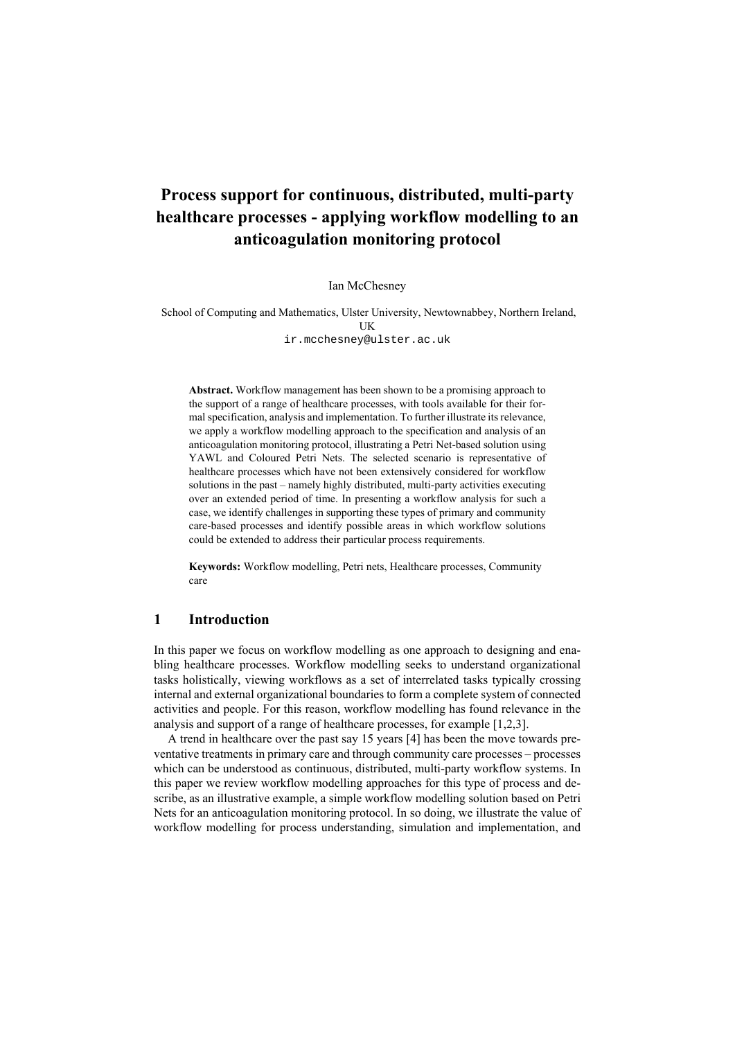# Process support for continuous, distributed, multi-party healthcare processes - applying workflow modelling to an anticoagulation monitoring protocol

Ian McChesney

School of Computing and Mathematics, Ulster University, Newtownabbey, Northern Ireland, UK
ir.mcchesney@ulster.ac.uk

**Abstract.** Workflow management has been shown to be a promising approach to the support of a range of healthcare processes, with tools available for their formal specification, analysis and implementation. To further illustrate its relevance, we apply a workflow modelling approach to the specification and analysis of an anticoagulation monitoring protocol, illustrating a Petri Net-based solution using YAWL and Coloured Petri Nets. The selected scenario is representative of healthcare processes which have not been extensively considered for workflow solutions in the past – namely highly distributed, multi-party activities executing over an extended period of time. In presenting a workflow analysis for such a case, we identify challenges in supporting these types of primary and community care-based processes and identify possible areas in which workflow solutions could be extended to address their particular process requirements.

**Keywords:** Workflow modelling, Petri nets, Healthcare processes, Community care

## 1 Introduction

In this paper we focus on workflow modelling as one approach to designing and enabling healthcare processes. Workflow modelling seeks to understand organizational tasks holistically, viewing workflows as a set of interrelated tasks typically crossing internal and external organizational boundaries to form a complete system of connected activities and people. For this reason, workflow modelling has found relevance in the analysis and support of a range of healthcare processes, for example [1,2,3].

A trend in healthcare over the past say 15 years [4] has been the move towards preventative treatments in primary care and through community care processes – processes which can be understood as continuous, distributed, multi-party workflow systems. In this paper we review workflow modelling approaches for this type of process and describe, as an illustrative example, a simple workflow modelling solution based on Petri Nets for an anticoagulation monitoring protocol. In so doing, we illustrate the value of workflow modelling for process understanding, simulation and implementation, and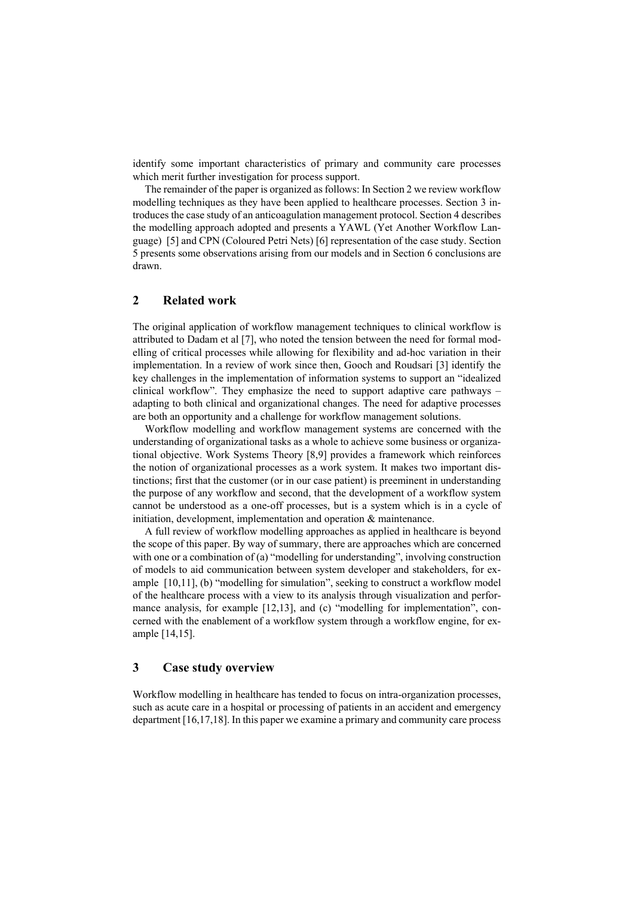identify some important characteristics of primary and community care processes which merit further investigation for process support.

The remainder of the paper is organized as follows: In Section 2 we review workflow modelling techniques as they have been applied to healthcare processes. Section 3 introduces the case study of an anticoagulation management protocol. Section 4 describes the modelling approach adopted and presents a YAWL (Yet Another Workflow Language) [5] and CPN (Coloured Petri Nets) [6] representation of the case study. Section 5 presents some observations arising from our models and in Section 6 conclusions are drawn.

## 2 Related work

The original application of workflow management techniques to clinical workflow is attributed to Dadam et al [7], who noted the tension between the need for formal modelling of critical processes while allowing for flexibility and ad-hoc variation in their implementation. In a review of work since then, Gooch and Roudsari [3] identify the key challenges in the implementation of information systems to support an "idealized clinical workflow". They emphasize the need to support adaptive care pathways – adapting to both clinical and organizational changes. The need for adaptive processes are both an opportunity and a challenge for workflow management solutions.

Workflow modelling and workflow management systems are concerned with the understanding of organizational tasks as a whole to achieve some business or organizational objective. Work Systems Theory [8,9] provides a framework which reinforces the notion of organizational processes as a work system. It makes two important distinctions; first that the customer (or in our case patient) is preeminent in understanding the purpose of any workflow and second, that the development of a workflow system cannot be understood as a one-off processes, but is a system which is in a cycle of initiation, development, implementation and operation & maintenance.

A full review of workflow modelling approaches as applied in healthcare is beyond the scope of this paper. By way of summary, there are approaches which are concerned with one or a combination of (a) "modelling for understanding", involving construction of models to aid communication between system developer and stakeholders, for example [10,11], (b) "modelling for simulation", seeking to construct a workflow model of the healthcare process with a view to its analysis through visualization and performance analysis, for example [12,13], and (c) "modelling for implementation", concerned with the enablement of a workflow system through a workflow engine, for example [14,15].

## 3 Case study overview

Workflow modelling in healthcare has tended to focus on intra-organization processes, such as acute care in a hospital or processing of patients in an accident and emergency department [16,17,18]. In this paper we examine a primary and community care process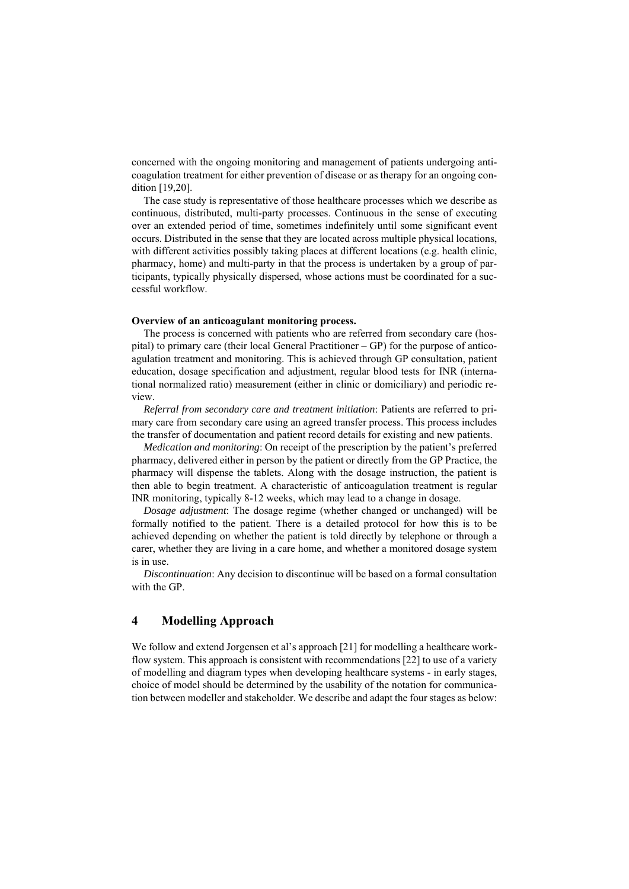concerned with the ongoing monitoring and management of patients undergoing anticoagulation treatment for either prevention of disease or as therapy for an ongoing condition [19,20].

The case study is representative of those healthcare processes which we describe as continuous, distributed, multi-party processes. Continuous in the sense of executing over an extended period of time, sometimes indefinitely until some significant event occurs. Distributed in the sense that they are located across multiple physical locations, with different activities possibly taking places at different locations (e.g. health clinic, pharmacy, home) and multi-party in that the process is undertaken by a group of participants, typically physically dispersed, whose actions must be coordinated for a successful workflow.

**Overview of an anticoagulant monitoring process.**

The process is concerned with patients who are referred from secondary care (hospital) to primary care (their local General Practitioner – GP) for the purpose of anticoagulation treatment and monitoring. This is achieved through GP consultation, patient education, dosage specification and adjustment, regular blood tests for INR (international normalized ratio) measurement (either in clinic or domiciliary) and periodic review.

*Referral from secondary care and treatment initiation*: Patients are referred to primary care from secondary care using an agreed transfer process. This process includes the transfer of documentation and patient record details for existing and new patients.

*Medication and monitoring*: On receipt of the prescription by the patient's preferred pharmacy, delivered either in person by the patient or directly from the GP Practice, the pharmacy will dispense the tablets. Along with the dosage instruction, the patient is then able to begin treatment. A characteristic of anticoagulation treatment is regular INR monitoring, typically 8-12 weeks, which may lead to a change in dosage.

*Dosage adjustment*: The dosage regime (whether changed or unchanged) will be formally notified to the patient. There is a detailed protocol for how this is to be achieved depending on whether the patient is told directly by telephone or through a carer, whether they are living in a care home, and whether a monitored dosage system is in use.

*Discontinuation*: Any decision to discontinue will be based on a formal consultation with the GP.

## 4 Modelling Approach

We follow and extend Jorgensen et al's approach [21] for modelling a healthcare workflow system. This approach is consistent with recommendations [22] to use of a variety of modelling and diagram types when developing healthcare systems - in early stages, choice of model should be determined by the usability of the notation for communication between modeller and stakeholder. We describe and adapt the four stages as below: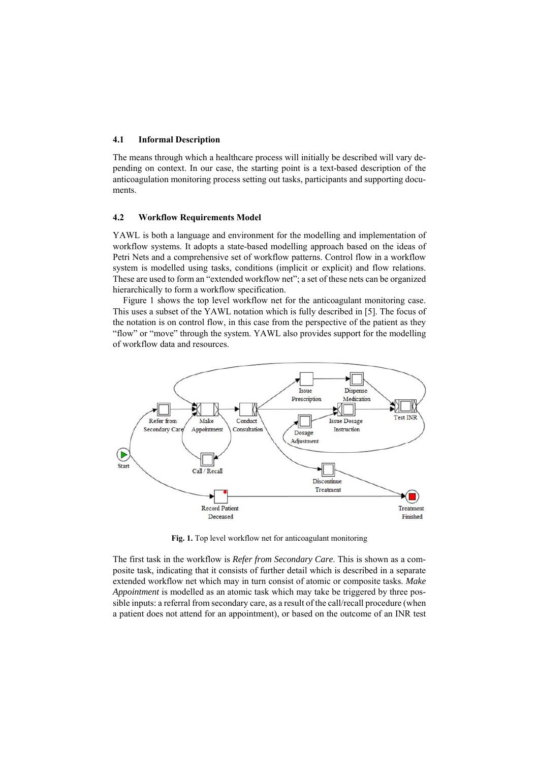### 4.1 Informal Description

The means through which a healthcare process will initially be described will vary depending on context. In our case, the starting point is a text-based description of the anticoagulation monitoring process setting out tasks, participants and supporting documents.

### 4.2 Workflow Requirements Model

YAWL is both a language and environment for the modelling and implementation of workflow systems. It adopts a state-based modelling approach based on the ideas of Petri Nets and a comprehensive set of workflow patterns. Control flow in a workflow system is modelled using tasks, conditions (implicit or explicit) and flow relations. These are used to form an "extended workflow net"; a set of these nets can be organized hierarchically to form a workflow specification.

Figure 1 shows the top level workflow net for the anticoagulant monitoring case. This uses a subset of the YAWL notation which is fully described in [5]. The focus of the notation is on control flow, in this case from the perspective of the patient as they "flow" or "move" through the system. YAWL also provides support for the modelling of workflow data and resources.

**Fig. 1.** Top level workflow net for anticoagulant monitoring

The first task in the workflow is *Refer from Secondary Care*. This is shown as a composite task, indicating that it consists of further detail which is described in a separate extended workflow net which may in turn consist of atomic or composite tasks. *Make Appointment* is modelled as an atomic task which may take be triggered by three possible inputs: a referral from secondary care, as a result of the call/recall procedure (when a patient does not attend for an appointment), or based on the outcome of an INR test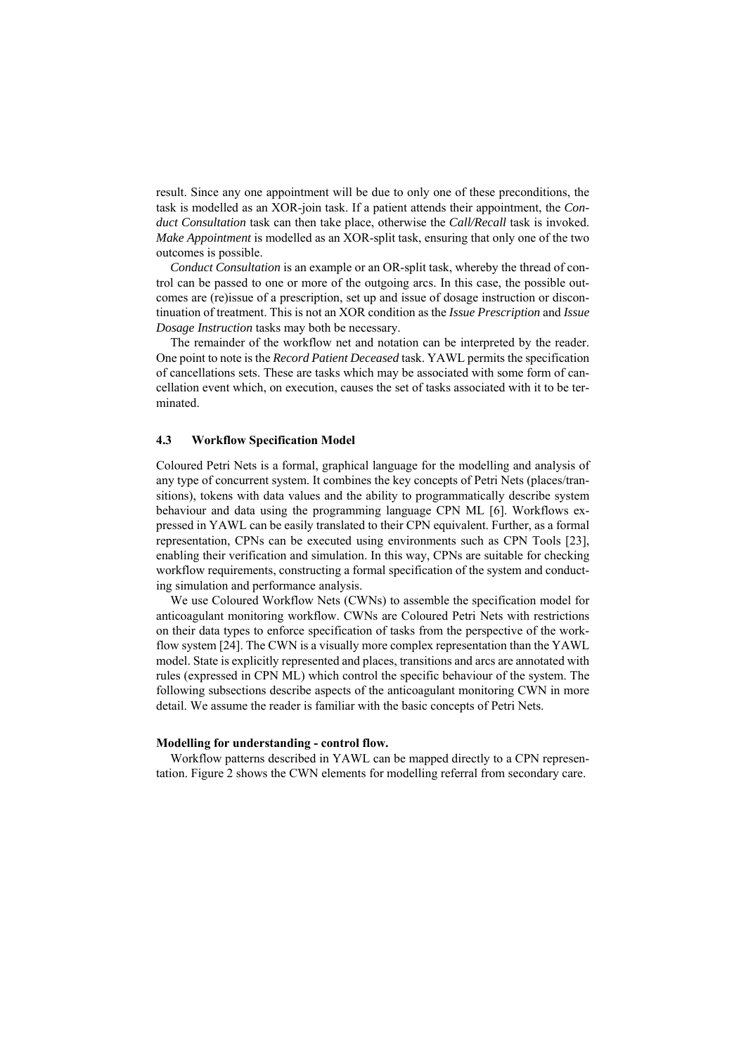result. Since any one appointment will be due to only one of these preconditions, the task is modelled as an XOR-join task. If a patient attends their appointment, the *Conduct Consultation* task can then take place, otherwise the *Call/Recall* task is invoked. *Make Appointment* is modelled as an XOR-split task, ensuring that only one of the two outcomes is possible.

*Conduct Consultation* is an example or an OR-split task, whereby the thread of control can be passed to one or more of the outgoing arcs. In this case, the possible outcomes are (re)issue of a prescription, set up and issue of dosage instruction or discontinuation of treatment. This is not an XOR condition as the *Issue Prescription* and *Issue Dosage Instruction* tasks may both be necessary.

The remainder of the workflow net and notation can be interpreted by the reader. One point to note is the *Record Patient Deceased* task. YAWL permits the specification of cancellations sets. These are tasks which may be associated with some form of cancellation event which, on execution, causes the set of tasks associated with it to be terminated.

### 4.3 Workflow Specification Model

Coloured Petri Nets is a formal, graphical language for the modelling and analysis of any type of concurrent system. It combines the key concepts of Petri Nets (places/transitions), tokens with data values and the ability to programmatically describe system behaviour and data using the programming language CPN ML [6]. Workflows expressed in YAWL can be easily translated to their CPN equivalent. Further, as a formal representation, CPNs can be executed using environments such as CPN Tools [23], enabling their verification and simulation. In this way, CPNs are suitable for checking workflow requirements, constructing a formal specification of the system and conducting simulation and performance analysis.

We use Coloured Workflow Nets (CWNs) to assemble the specification model for anticoagulant monitoring workflow. CWNs are Coloured Petri Nets with restrictions on their data types to enforce specification of tasks from the perspective of the workflow system [24]. The CWN is a visually more complex representation than the YAWL model. State is explicitly represented and places, transitions and arcs are annotated with rules (expressed in CPN ML) which control the specific behaviour of the system. The following subsections describe aspects of the anticoagulant monitoring CWN in more detail. We assume the reader is familiar with the basic concepts of Petri Nets.

**Modelling for understanding - control flow.**

Workflow patterns described in YAWL can be mapped directly to a CPN representation. Figure 2 shows the CWN elements for modelling referral from secondary care.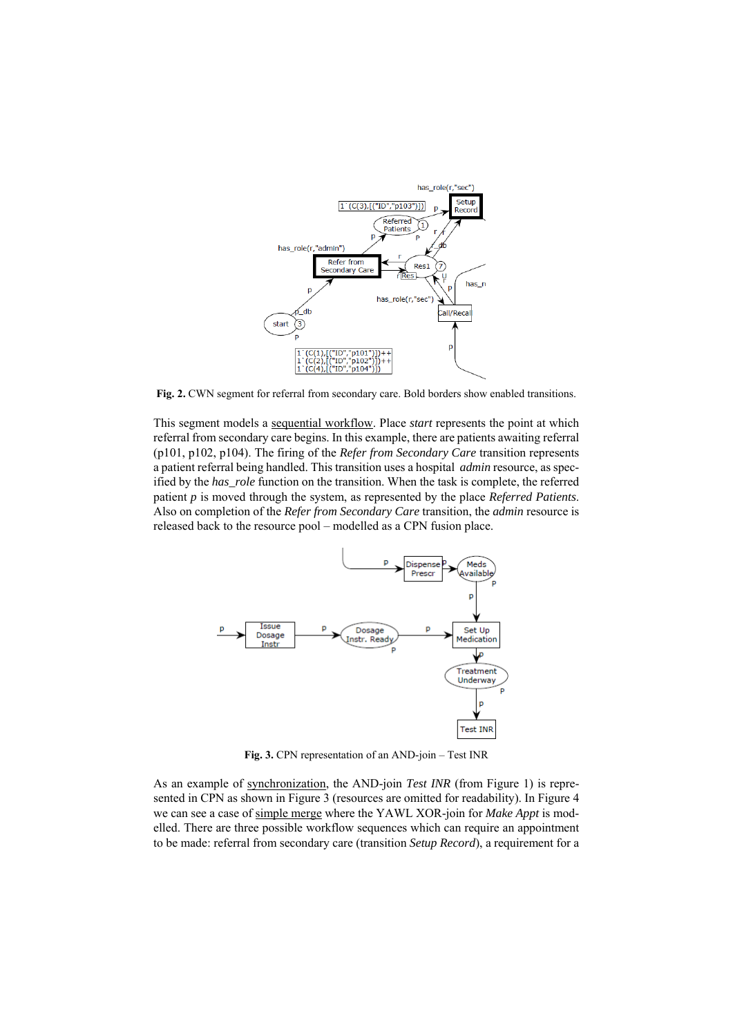**Fig. 2.** CWN segment for referral from secondary care. Bold borders show enabled transitions.

This segment models a sequential workflow. Place *start* represents the point at which referral from secondary care begins. In this example, there are patients awaiting referral (p101, p102, p104). The firing of the *Refer from Secondary Care* transition represents a patient referral being handled. This transition uses a hospital *admin* resource, as specified by the *has_role* function on the transition. When the task is complete, the referred patient *p* is moved through the system, as represented by the place *Referred Patients*. Also on completion of the *Refer from Secondary Care* transition, the *admin* resource is released back to the resource pool – modelled as a CPN fusion place.

**Fig. 3.** CPN representation of an AND-join – Test INR

As an example of synchronization, the AND-join *Test INR* (from Figure 1) is represented in CPN as shown in Figure 3 (resources are omitted for readability). In Figure 4 we can see a case of simple merge where the YAWL XOR-join for *Make Appt* is modelled. There are three possible workflow sequences which can require an appointment to be made: referral from secondary care (transition *Setup Record*), a requirement for a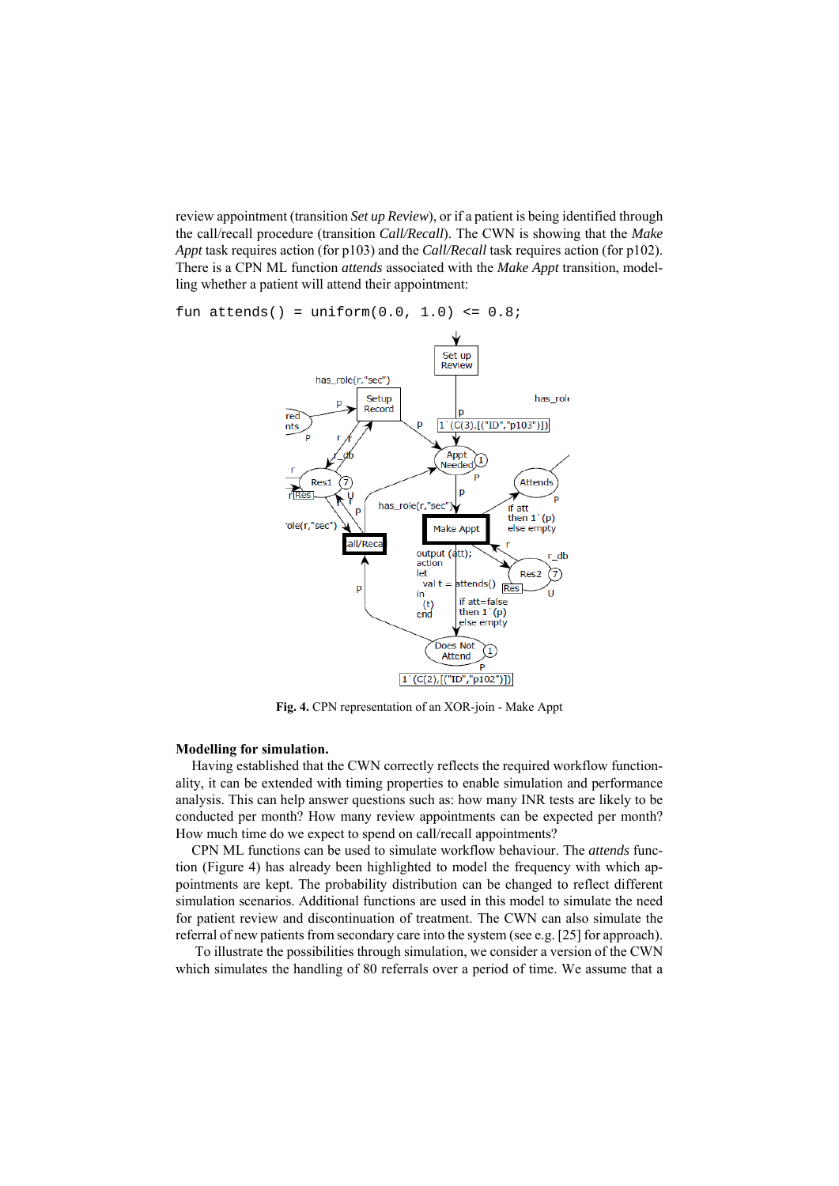review appointment (transition *Set up Review*), or if a patient is being identified through the call/recall procedure (transition *Call/Recall*). The CWN is showing that the *Make Appt* task requires action (for p103) and the *Call/Recall* task requires action (for p102). There is a CPN ML function *attends* associated with the *Make Appt* transition, modelling whether a patient will attend their appointment:

```
fun attends() = uniform(0.0, 1.0) <= 0.8;
```

**Fig. 4.** CPN representation of an XOR-join - Make Appt

**Modelling for simulation.**

Having established that the CWN correctly reflects the required workflow functionality, it can be extended with timing properties to enable simulation and performance analysis. This can help answer questions such as: how many INR tests are likely to be conducted per month? How many review appointments can be expected per month? How much time do we expect to spend on call/recall appointments?

CPN ML functions can be used to simulate workflow behaviour. The *attends* function (Figure 4) has already been highlighted to model the frequency with which appointments are kept. The probability distribution can be changed to reflect different simulation scenarios. Additional functions are used in this model to simulate the need for patient review and discontinuation of treatment. The CWN can also simulate the referral of new patients from secondary care into the system (see e.g. [25] for approach).

To illustrate the possibilities through simulation, we consider a version of the CWN which simulates the handling of 80 referrals over a period of time. We assume that a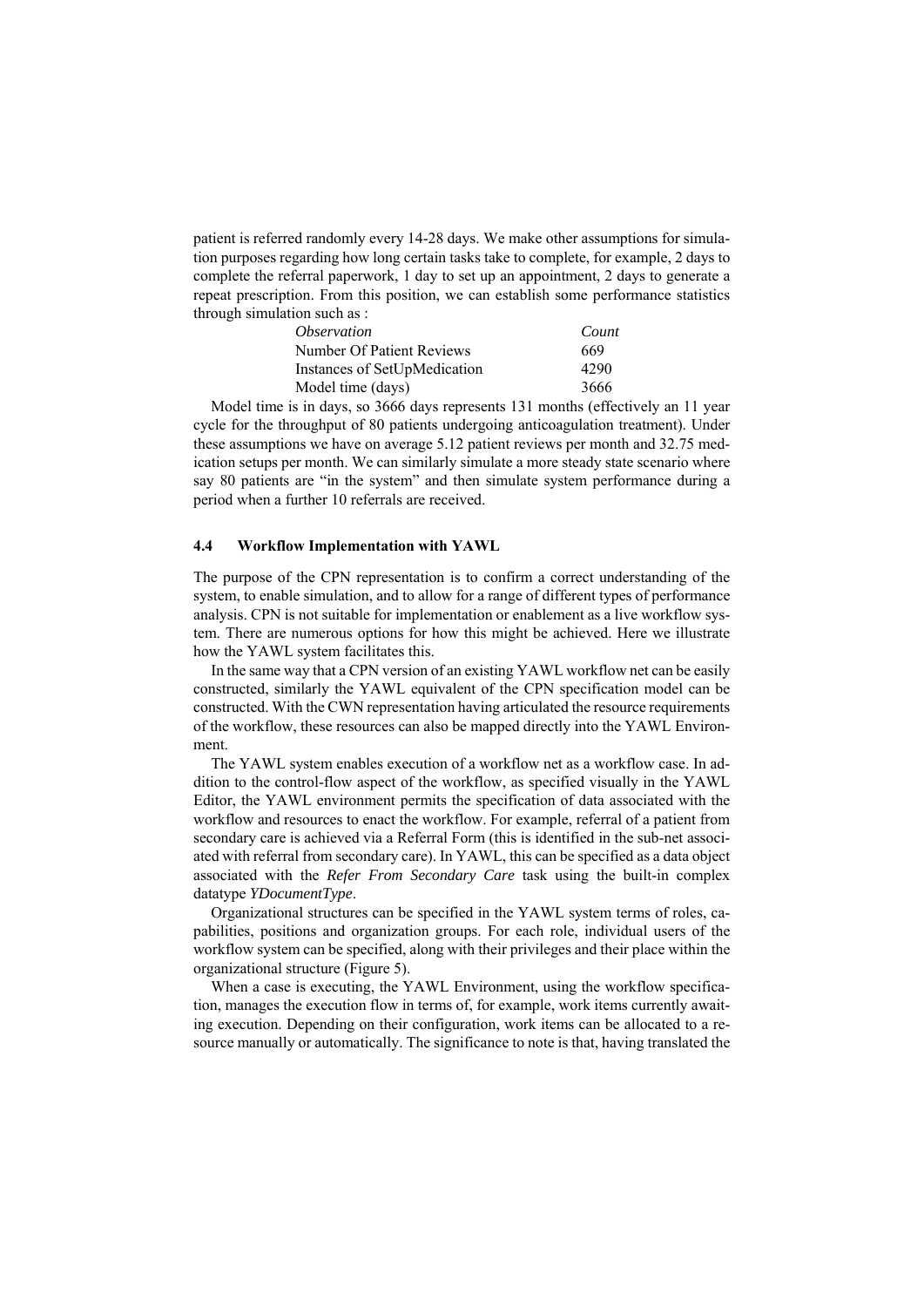patient is referred randomly every 14-28 days. We make other assumptions for simulation purposes regarding how long certain tasks take to complete, for example, 2 days to complete the referral paperwork, 1 day to set up an appointment, 2 days to generate a repeat prescription. From this position, we can establish some performance statistics through simulation such as :

| *Observation* | *Count* |
| --- | --- |
| Number Of Patient Reviews | 669 |
| Instances of SetUpMedication | 4290 |
| Model time (days) | 3666 |

Model time is in days, so 3666 days represents 131 months (effectively an 11 year cycle for the throughput of 80 patients undergoing anticoagulation treatment). Under these assumptions we have on average 5.12 patient reviews per month and 32.75 medication setups per month. We can similarly simulate a more steady state scenario where say 80 patients are "in the system" and then simulate system performance during a period when a further 10 referrals are received.

### 4.4 Workflow Implementation with YAWL

The purpose of the CPN representation is to confirm a correct understanding of the system, to enable simulation, and to allow for a range of different types of performance analysis. CPN is not suitable for implementation or enablement as a live workflow system. There are numerous options for how this might be achieved. Here we illustrate how the YAWL system facilitates this.

In the same way that a CPN version of an existing YAWL workflow net can be easily constructed, similarly the YAWL equivalent of the CPN specification model can be constructed. With the CWN representation having articulated the resource requirements of the workflow, these resources can also be mapped directly into the YAWL Environment.

The YAWL system enables execution of a workflow net as a workflow case. In addition to the control-flow aspect of the workflow, as specified visually in the YAWL Editor, the YAWL environment permits the specification of data associated with the workflow and resources to enact the workflow. For example, referral of a patient from secondary care is achieved via a Referral Form (this is identified in the sub-net associated with referral from secondary care). In YAWL, this can be specified as a data object associated with the *Refer From Secondary Care* task using the built-in complex datatype *YDocumentType*.

Organizational structures can be specified in the YAWL system terms of roles, capabilities, positions and organization groups. For each role, individual users of the workflow system can be specified, along with their privileges and their place within the organizational structure (Figure 5).

When a case is executing, the YAWL Environment, using the workflow specification, manages the execution flow in terms of, for example, work items currently awaiting execution. Depending on their configuration, work items can be allocated to a resource manually or automatically. The significance to note is that, having translated the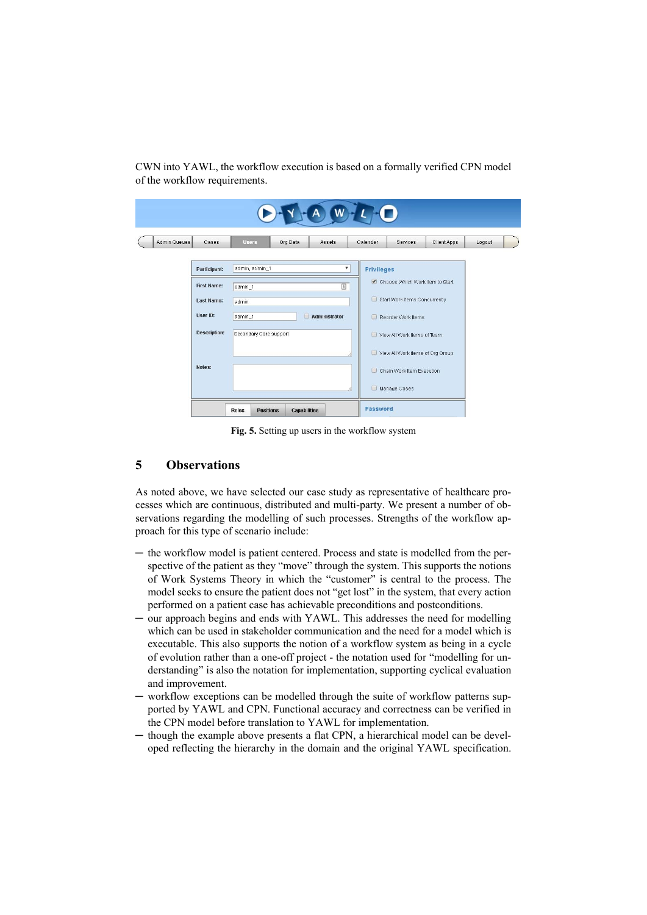CWN into YAWL, the workflow execution is based on a formally verified CPN model of the workflow requirements.

**Fig. 5.** Setting up users in the workflow system

## 5 Observations

As noted above, we have selected our case study as representative of healthcare processes which are continuous, distributed and multi-party. We present a number of observations regarding the modelling of such processes. Strengths of the workflow approach for this type of scenario include:

- the workflow model is patient centered. Process and state is modelled from the perspective of the patient as they "move" through the system. This supports the notions of Work Systems Theory in which the "customer" is central to the process. The model seeks to ensure the patient does not "get lost" in the system, that every action performed on a patient case has achievable preconditions and postconditions.
- our approach begins and ends with YAWL. This addresses the need for modelling which can be used in stakeholder communication and the need for a model which is executable. This also supports the notion of a workflow system as being in a cycle of evolution rather than a one-off project - the notation used for "modelling for understanding" is also the notation for implementation, supporting cyclical evaluation and improvement.
- workflow exceptions can be modelled through the suite of workflow patterns supported by YAWL and CPN. Functional accuracy and correctness can be verified in the CPN model before translation to YAWL for implementation.
- though the example above presents a flat CPN, a hierarchical model can be developed reflecting the hierarchy in the domain and the original YAWL specification.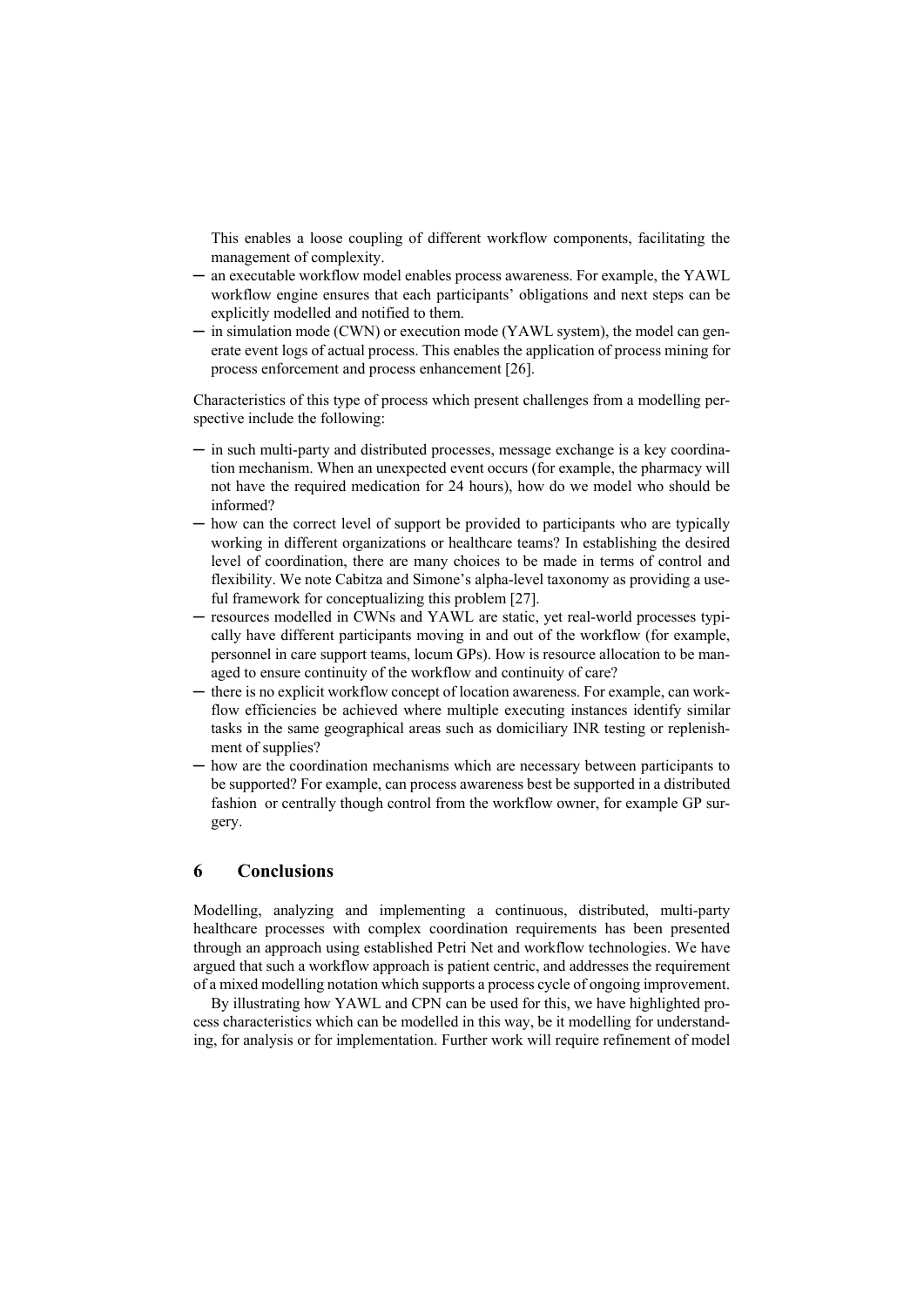This enables a loose coupling of different workflow components, facilitating the management of complexity.

- an executable workflow model enables process awareness. For example, the YAWL workflow engine ensures that each participants' obligations and next steps can be explicitly modelled and notified to them.
- in simulation mode (CWN) or execution mode (YAWL system), the model can generate event logs of actual process. This enables the application of process mining for process enforcement and process enhancement [26].

Characteristics of this type of process which present challenges from a modelling perspective include the following:

- in such multi-party and distributed processes, message exchange is a key coordination mechanism. When an unexpected event occurs (for example, the pharmacy will not have the required medication for 24 hours), how do we model who should be informed?
- how can the correct level of support be provided to participants who are typically working in different organizations or healthcare teams? In establishing the desired level of coordination, there are many choices to be made in terms of control and flexibility. We note Cabitza and Simone's alpha-level taxonomy as providing a useful framework for conceptualizing this problem [27].
- resources modelled in CWNs and YAWL are static, yet real-world processes typically have different participants moving in and out of the workflow (for example, personnel in care support teams, locum GPs). How is resource allocation to be managed to ensure continuity of the workflow and continuity of care?
- there is no explicit workflow concept of location awareness. For example, can workflow efficiencies be achieved where multiple executing instances identify similar tasks in the same geographical areas such as domiciliary INR testing or replenishment of supplies?
- how are the coordination mechanisms which are necessary between participants to be supported? For example, can process awareness best be supported in a distributed fashion or centrally though control from the workflow owner, for example GP surgery.

## 6 Conclusions

Modelling, analyzing and implementing a continuous, distributed, multi-party healthcare processes with complex coordination requirements has been presented through an approach using established Petri Net and workflow technologies. We have argued that such a workflow approach is patient centric, and addresses the requirement of a mixed modelling notation which supports a process cycle of ongoing improvement.

By illustrating how YAWL and CPN can be used for this, we have highlighted process characteristics which can be modelled in this way, be it modelling for understanding, for analysis or for implementation. Further work will require refinement of model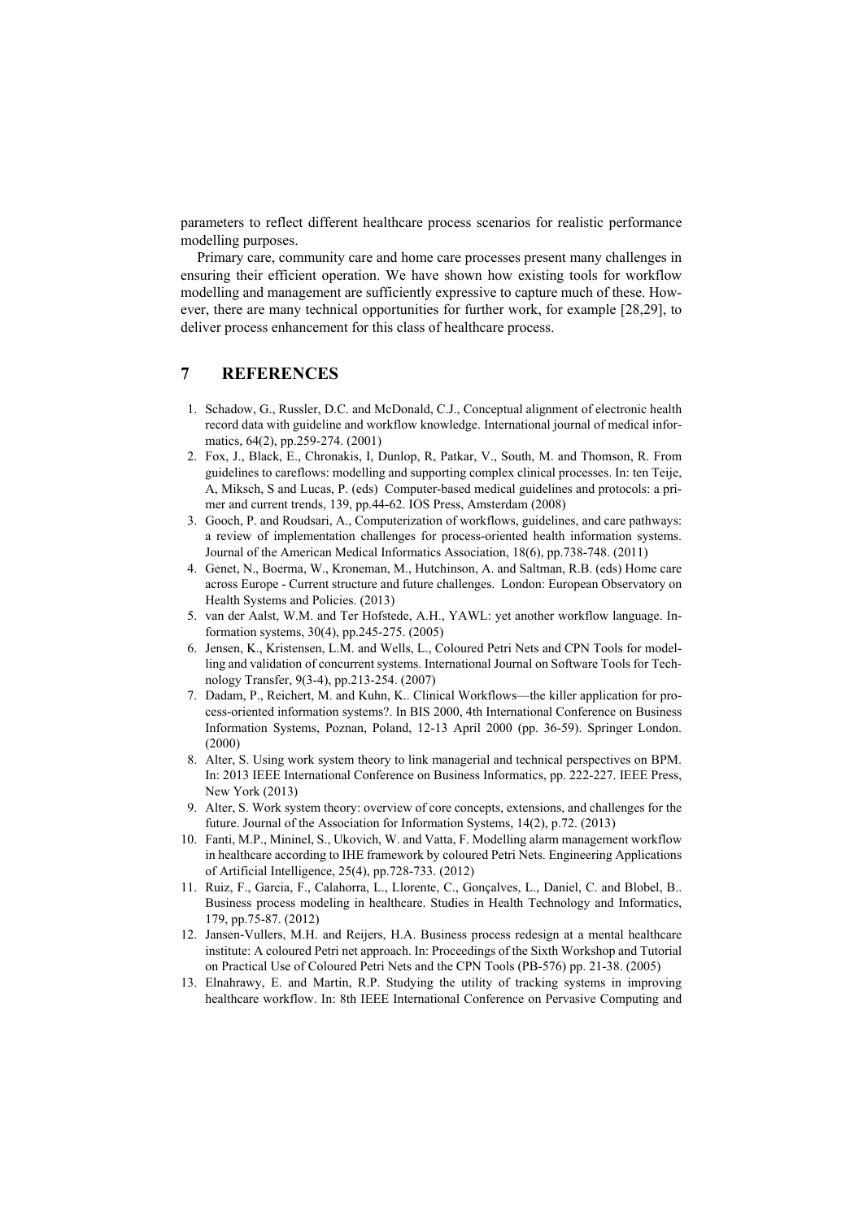parameters to reflect different healthcare process scenarios for realistic performance modelling purposes.

Primary care, community care and home care processes present many challenges in ensuring their efficient operation. We have shown how existing tools for workflow modelling and management are sufficiently expressive to capture much of these. However, there are many technical opportunities for further work, for example [28,29], to deliver process enhancement for this class of healthcare process.

# 7 REFERENCES

1. Schadow, G., Russler, D.C. and McDonald, C.J., Conceptual alignment of electronic health record data with guideline and workflow knowledge. International journal of medical informatics, 64(2), pp.259-274. (2001)
2. Fox, J., Black, E., Chronakis, I, Dunlop, R, Patkar, V., South, M. and Thomson, R. From guidelines to careflows: modelling and supporting complex clinical processes. In: ten Teije, A, Miksch, S and Lucas, P. (eds) Computer-based medical guidelines and protocols: a primer and current trends, 139, pp.44-62. IOS Press, Amsterdam (2008)
3. Gooch, P. and Roudsari, A., Computerization of workflows, guidelines, and care pathways: a review of implementation challenges for process-oriented health information systems. Journal of the American Medical Informatics Association, 18(6), pp.738-748. (2011)
4. Genet, N., Boerma, W., Kroneman, M., Hutchinson, A. and Saltman, R.B. (eds) Home care across Europe - Current structure and future challenges. London: European Observatory on Health Systems and Policies. (2013)
5. van der Aalst, W.M. and Ter Hofstede, A.H., YAWL: yet another workflow language. Information systems, 30(4), pp.245-275. (2005)
6. Jensen, K., Kristensen, L.M. and Wells, L., Coloured Petri Nets and CPN Tools for modelling and validation of concurrent systems. International Journal on Software Tools for Technology Transfer, 9(3-4), pp.213-254. (2007)
7. Dadam, P., Reichert, M. and Kuhn, K.. Clinical Workflows—the killer application for process-oriented information systems?. In BIS 2000, 4th International Conference on Business Information Systems, Poznan, Poland, 12-13 April 2000 (pp. 36-59). Springer London. (2000)
8. Alter, S. Using work system theory to link managerial and technical perspectives on BPM. In: 2013 IEEE International Conference on Business Informatics, pp. 222-227. IEEE Press, New York (2013)
9. Alter, S. Work system theory: overview of core concepts, extensions, and challenges for the future. Journal of the Association for Information Systems, 14(2), p.72. (2013)
10. Fanti, M.P., Mininel, S., Ukovich, W. and Vatta, F. Modelling alarm management workflow in healthcare according to IHE framework by coloured Petri Nets. Engineering Applications of Artificial Intelligence, 25(4), pp.728-733. (2012)
11. Ruiz, F., Garcia, F., Calahorra, L., Llorente, C., Gonçalves, L., Daniel, C. and Blobel, B.. Business process modeling in healthcare. Studies in Health Technology and Informatics, 179, pp.75-87. (2012)
12. Jansen-Vullers, M.H. and Reijers, H.A. Business process redesign at a mental healthcare institute: A coloured Petri net approach. In: Proceedings of the Sixth Workshop and Tutorial on Practical Use of Coloured Petri Nets and the CPN Tools (PB-576) pp. 21-38. (2005)
13. Elnahrawy, E. and Martin, R.P. Studying the utility of tracking systems in improving healthcare workflow. In: 8th IEEE International Conference on Pervasive Computing and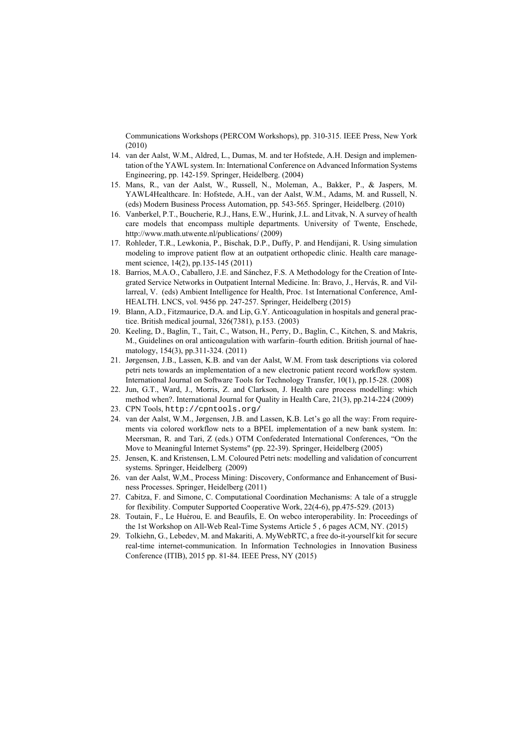Communications Workshops (PERCOM Workshops), pp. 310-315. IEEE Press, New York (2010)

14. van der Aalst, W.M., Aldred, L., Dumas, M. and ter Hofstede, A.H. Design and implementation of the YAWL system. In: International Conference on Advanced Information Systems Engineering, pp. 142-159. Springer, Heidelberg. (2004)
15. Mans, R., van der Aalst, W., Russell, N., Moleman, A., Bakker, P., & Jaspers, M. YAWL4Healthcare. In: Hofstede, A.H., van der Aalst, W.M., Adams, M. and Russell, N. (eds) Modern Business Process Automation, pp. 543-565. Springer, Heidelberg. (2010)
16. Vanberkel, P.T., Boucherie, R.J., Hans, E.W., Hurink, J.L. and Litvak, N. A survey of health care models that encompass multiple departments. University of Twente, Enschede, http://www.math.utwente.nl/publications/ (2009)
17. Rohleder, T.R., Lewkonia, P., Bischak, D.P., Duffy, P. and Hendijani, R. Using simulation modeling to improve patient flow at an outpatient orthopedic clinic. Health care management science, 14(2), pp.135-145 (2011)
18. Barrios, M.A.O., Caballero, J.E. and Sánchez, F.S. A Methodology for the Creation of Integrated Service Networks in Outpatient Internal Medicine. In: Bravo, J., Hervás, R. and Villarreal, V. (eds) Ambient Intelligence for Health, Proc. 1st International Conference, AmI-HEALTH. LNCS, vol. 9456 pp. 247-257. Springer, Heidelberg (2015)
19. Blann, A.D., Fitzmaurice, D.A. and Lip, G.Y. Anticoagulation in hospitals and general practice. British medical journal, 326(7381), p.153. (2003)
20. Keeling, D., Baglin, T., Tait, C., Watson, H., Perry, D., Baglin, C., Kitchen, S. and Makris, M., Guidelines on oral anticoagulation with warfarin–fourth edition. British journal of haematology, 154(3), pp.311-324. (2011)
21. Jørgensen, J.B., Lassen, K.B. and van der Aalst, W.M. From task descriptions via colored petri nets towards an implementation of a new electronic patient record workflow system. International Journal on Software Tools for Technology Transfer, 10(1), pp.15-28. (2008)
22. Jun, G.T., Ward, J., Morris, Z. and Clarkson, J. Health care process modelling: which method when?. International Journal for Quality in Health Care, 21(3), pp.214-224 (2009)
23. CPN Tools, `http://cpntools.org/`
24. van der Aalst, W.M., Jørgensen, J.B. and Lassen, K.B. Let's go all the way: From requirements via colored workflow nets to a BPEL implementation of a new bank system. In: Meersman, R. and Tari, Z (eds.) OTM Confederated International Conferences, "On the Move to Meaningful Internet Systems" (pp. 22-39). Springer, Heidelberg (2005)
25. Jensen, K. and Kristensen, L.M. Coloured Petri nets: modelling and validation of concurrent systems. Springer, Heidelberg (2009)
26. van der Aalst, W,M., Process Mining: Discovery, Conformance and Enhancement of Business Processes. Springer, Heidelberg (2011)
27. Cabitza, F. and Simone, C. Computational Coordination Mechanisms: A tale of a struggle for flexibility. Computer Supported Cooperative Work, 22(4-6), pp.475-529. (2013)
28. Toutain, F., Le Huérou, E. and Beaufils, E. On webco interoperability. In: Proceedings of the 1st Workshop on All-Web Real-Time Systems Article 5 , 6 pages ACM, NY. (2015)
29. Tolkiehn, G., Lebedev, M. and Makariti, A. MyWebRTC, a free do-it-yourself kit for secure real-time internet-communication. In Information Technologies in Innovation Business Conference (ITIB), 2015 pp. 81-84. IEEE Press, NY (2015)